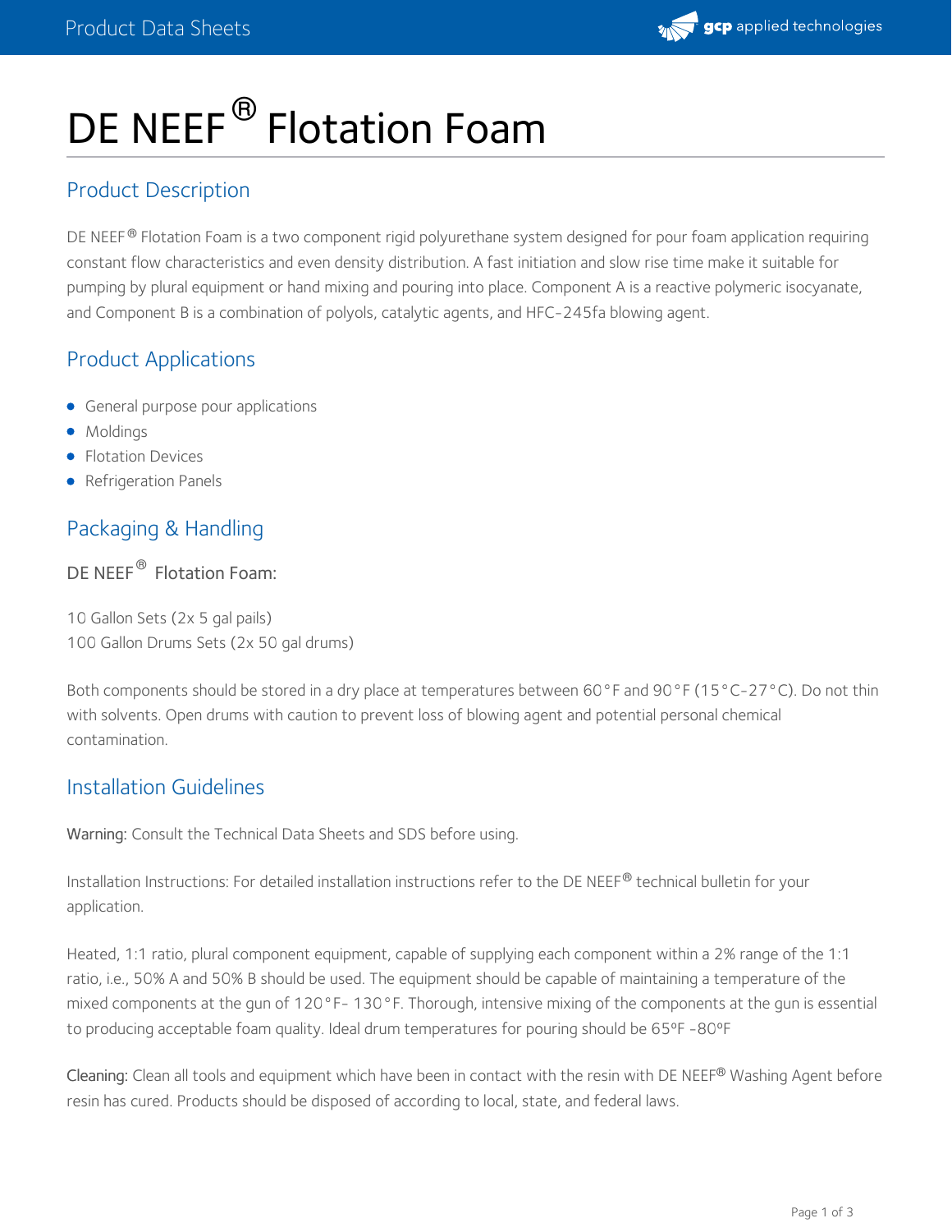# DE NEEF® Flotation Foam

## Product Description

DE NEEF® Flotation Foam is a two component rigid polyurethane system designed for pour foam application requiring constant flow characteristics and even density distribution. A fast initiation and slow rise time make it suitable for pumping by plural equipment or hand mixing and pouring into place. Component A is a reactive polymeric isocyanate, and Component B is a combination of polyols, catalytic agents, and HFC-245fa blowing agent.

## Product Applications

- General purpose pour applications
- Moldings
- Flotation Devices
- Refrigeration Panels

## Packaging & Handling

DE NEEF® Flotation Foam:

10 Gallon Sets (2x 5 gal pails)
100 Gallon Drums Sets (2x 50 gal drums)

Both components should be stored in a dry place at temperatures between 60°F and 90°F (15°C-27°C). Do not thin with solvents. Open drums with caution to prevent loss of blowing agent and potential personal chemical contamination.

## Installation Guidelines

**Warning:** Consult the Technical Data Sheets and SDS before using.

Installation Instructions: For detailed installation instructions refer to the DE NEEF® technical bulletin for your application.

Heated, 1:1 ratio, plural component equipment, capable of supplying each component within a 2% range of the 1:1 ratio, i.e., 50% A and 50% B should be used. The equipment should be capable of maintaining a temperature of the mixed components at the gun of 120°F- 130°F. Thorough, intensive mixing of the components at the gun is essential to producing acceptable foam quality. Ideal drum temperatures for pouring should be 65ºF -80ºF

**Cleaning:** Clean all tools and equipment which have been in contact with the resin with DE NEEF® Washing Agent before resin has cured. Products should be disposed of according to local, state, and federal laws.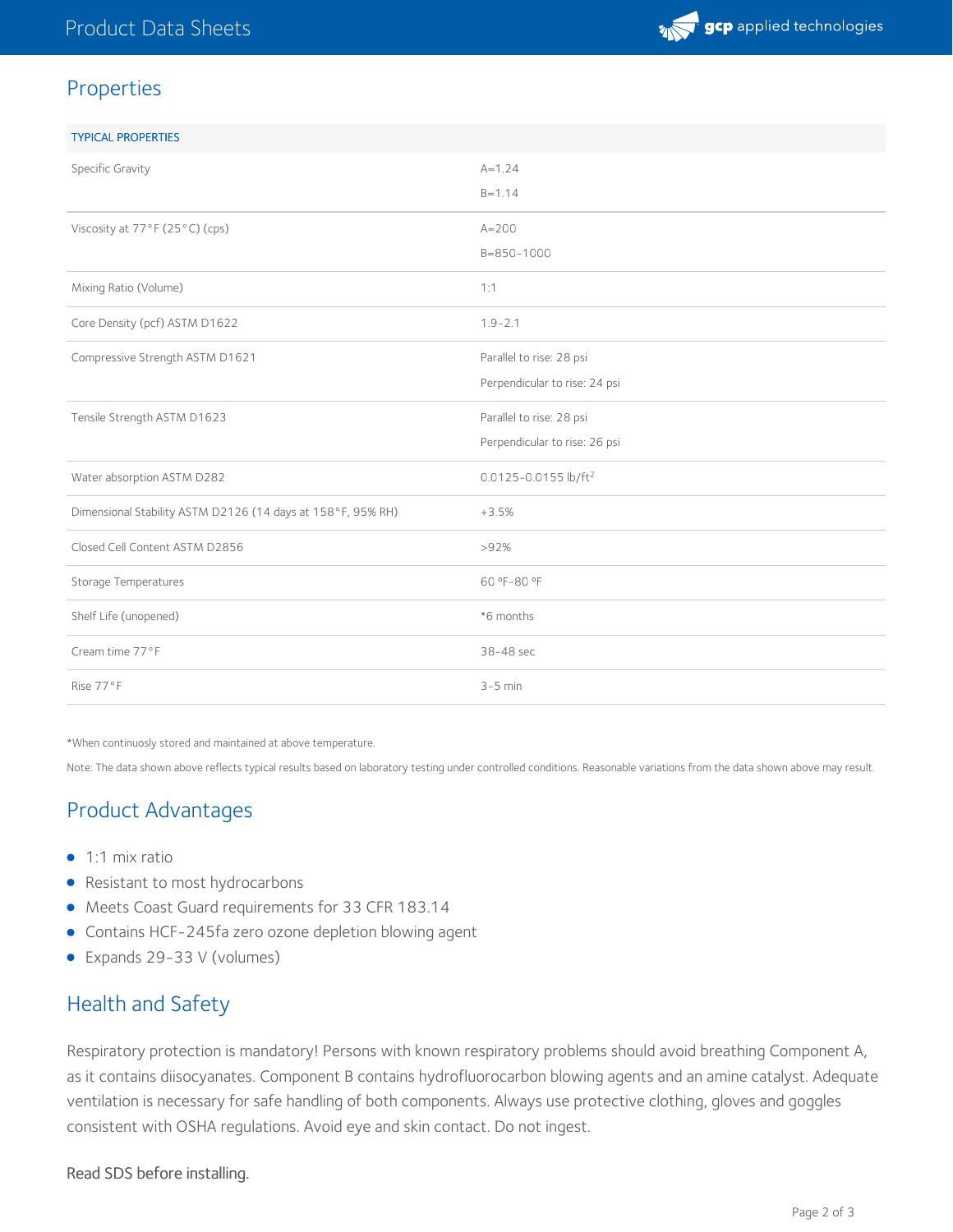## Properties

| TYPICAL PROPERTIES | |
|---|---|
| Specific Gravity | A=1.24<br>B=1.14 |
| Viscosity at 77°F (25°C) (cps) | A=200<br>B=850-1000 |
| Mixing Ratio (Volume) | 1:1 |
| Core Density (pcf) ASTM D1622 | 1.9-2.1 |
| Compressive Strength ASTM D1621 | Parallel to rise: 28 psi<br>Perpendicular to rise: 24 psi |
| Tensile Strength ASTM D1623 | Parallel to rise: 28 psi<br>Perpendicular to rise: 26 psi |
| Water absorption ASTM D282 | 0.0125-0.0155 lb/ft$^2$ |
| Dimensional Stability ASTM D2126 (14 days at 158°F, 95% RH) | +3.5% |
| Closed Cell Content ASTM D2856 | >92% |
| Storage Temperatures | 60 ºF-80 ºF |
| Shelf Life (unopened) | *6 months |
| Cream time 77°F | 38-48 sec |
| Rise 77°F | 3-5 min |

*When continuosly stored and maintained at above temperature.

Note: The data shown above reflects typical results based on laboratory testing under controlled conditions. Reasonable variations from the data shown above may result.

## Product Advantages

- 1:1 mix ratio
- Resistant to most hydrocarbons
- Meets Coast Guard requirements for 33 CFR 183.14
- Contains HCF-245fa zero ozone depletion blowing agent
- Expands 29-33 V (volumes)

## Health and Safety

Respiratory protection is mandatory! Persons with known respiratory problems should avoid breathing Component A, as it contains diisocyanates. Component B contains hydrofluorocarbon blowing agents and an amine catalyst. Adequate ventilation is necessary for safe handling of both components. Always use protective clothing, gloves and goggles consistent with OSHA regulations. Avoid eye and skin contact. Do not ingest.

Read SDS before installing.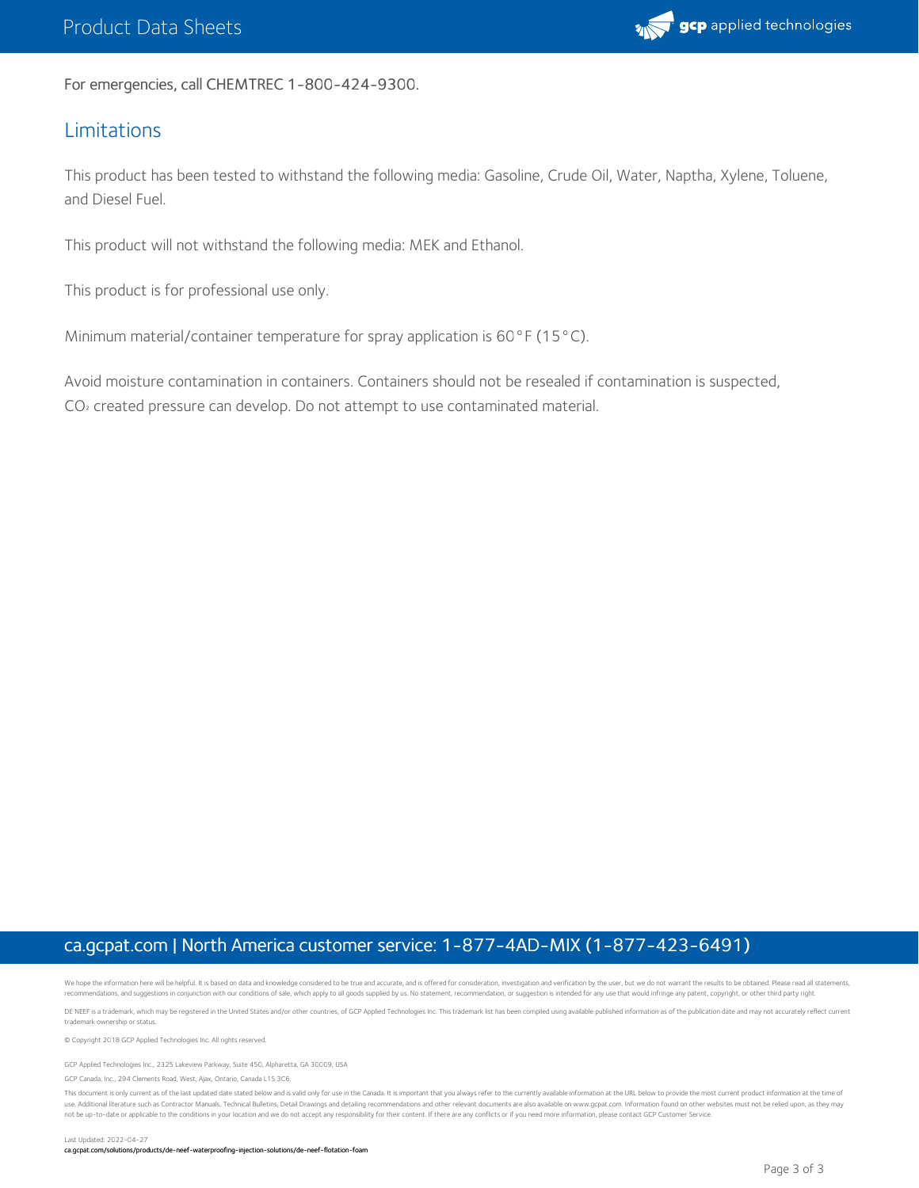For emergencies, call CHEMTREC 1-800-424-9300.

## Limitations

This product has been tested to withstand the following media: Gasoline, Crude Oil, Water, Naptha, Xylene, Toluene, and Diesel Fuel.

This product will not withstand the following media: MEK and Ethanol.

This product is for professional use only.

Minimum material/container temperature for spray application is 60°F (15°C).

Avoid moisture contamination in containers. Containers should not be resealed if contamination is suspected, $CO_2$ created pressure can develop. Do not attempt to use contaminated material.

ca.gcpat.com | North America customer service: 1-877-4AD-MIX (1-877-423-6491)

We hope the information here will be helpful. It is based on data and knowledge considered to be true and accurate, and is offered for consideration, investigation and verification by the user, but we do not warrant the results to be obtained. Please read all statements, recommendations, and suggestions in conjunction with our conditions of sale, which apply to all goods supplied by us. No statement, recommendation, or suggestion is intended for any use that would infringe any patent, copyright, or other third party right.

DE NEEF is a trademark, which may be registered in the United States and/or other countries, of GCP Applied Technologies Inc. This trademark list has been compiled using available published information as of the publication date and may not accurately reflect current trademark ownership or status.

© Copyright 2018 GCP Applied Technologies Inc. All rights reserved.

GCP Applied Technologies Inc., 2325 Lakeview Parkway, Suite 450, Alpharetta, GA 30009, USA

GCP Canada, Inc., 294 Clements Road, West, Ajax, Ontario, Canada L1S 3C6.

This document is only current as of the last updated date stated below and is valid only for use in the Canada. It is important that you always refer to the currently available information at the URL below to provide the most current product information at the time of use. Additional literature such as Contractor Manuals, Technical Bulletins, Detail Drawings and detailing recommendations and other relevant documents are also available on www.gcpat.com. Information found on other websites must not be relied upon, as they may not be up-to-date or applicable to the conditions in your location and we do not accept any responsibility for their content. If there are any conflicts or if you need more information, please contact GCP Customer Service.

Last Updated: 2022-04-27

ca.gcpat.com/solutions/products/de-neef-waterproofing-injection-solutions/de-neef-flotation-foam